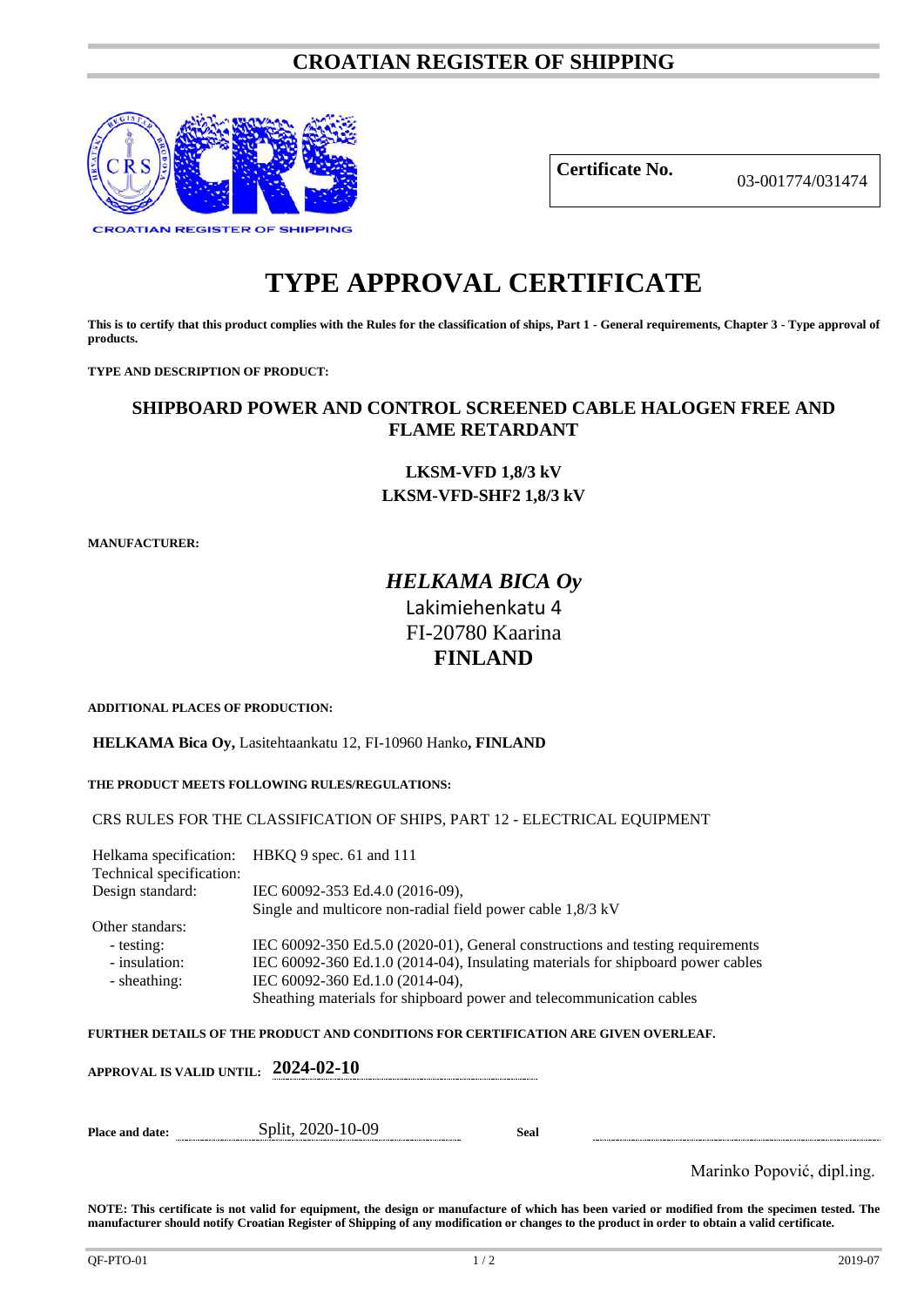# CROATIAN REGISTER OF SHIPPING

CROATIAN REGISTER OF SHIPPING

| **Certificate No.** | 03-001774/031474 |
|---|---|

# TYPE APPROVAL CERTIFICATE

**This is to certify that this product complies with the Rules for the classification of ships, Part 1 - General requirements, Chapter 3 - Type approval of products.**

**TYPE AND DESCRIPTION OF PRODUCT:**

## SHIPBOARD POWER AND CONTROL SCREENED CABLE HALOGEN FREE AND FLAME RETARDANT

**LKSM-VFD 1,8/3 kV**
**LKSM-VFD-SHF2 1,8/3 kV**

**MANUFACTURER:**

***HELKAMA BICA Oy***
Lakimiehenkatu 4
FI-20780 Kaarina
**FINLAND**

**ADDITIONAL PLACES OF PRODUCTION:**

**HELKAMA Bica Oy,** Lasitehtaankatu 12, FI-10960 Hanko**, FINLAND**

**THE PRODUCT MEETS FOLLOWING RULES/REGULATIONS:**

CRS RULES FOR THE CLASSIFICATION OF SHIPS, PART 12 - ELECTRICAL EQUIPMENT

| | |
|---|---|
| Helkama specification: | HBKQ 9 spec. 61 and 111 |
| Technical specification: | |
| Design standard: | IEC 60092-353 Ed.4.0 (2016-09), Single and multicore non-radial field power cable 1,8/3 kV |
| Other standars: | |
| - testing: | IEC 60092-350 Ed.5.0 (2020-01), General constructions and testing requirements |
| - insulation: | IEC 60092-360 Ed.1.0 (2014-04), Insulating materials for shipboard power cables |
| - sheathing: | IEC 60092-360 Ed.1.0 (2014-04), Sheathing materials for shipboard power and telecommunication cables |

**FURTHER DETAILS OF THE PRODUCT AND CONDITIONS FOR CERTIFICATION ARE GIVEN OVERLEAF.**

**APPROVAL IS VALID UNTIL:** **2024-02-10**

**Place and date:** Split, 2020-10-09 **Seal**

Marinko Popović, dipl.ing.

**NOTE: This certificate is not valid for equipment, the design or manufacture of which has been varied or modified from the specimen tested. The manufacturer should notify Croatian Register of Shipping of any modification or changes to the product in order to obtain a valid certificate.**

QF-PTO-01 2019-07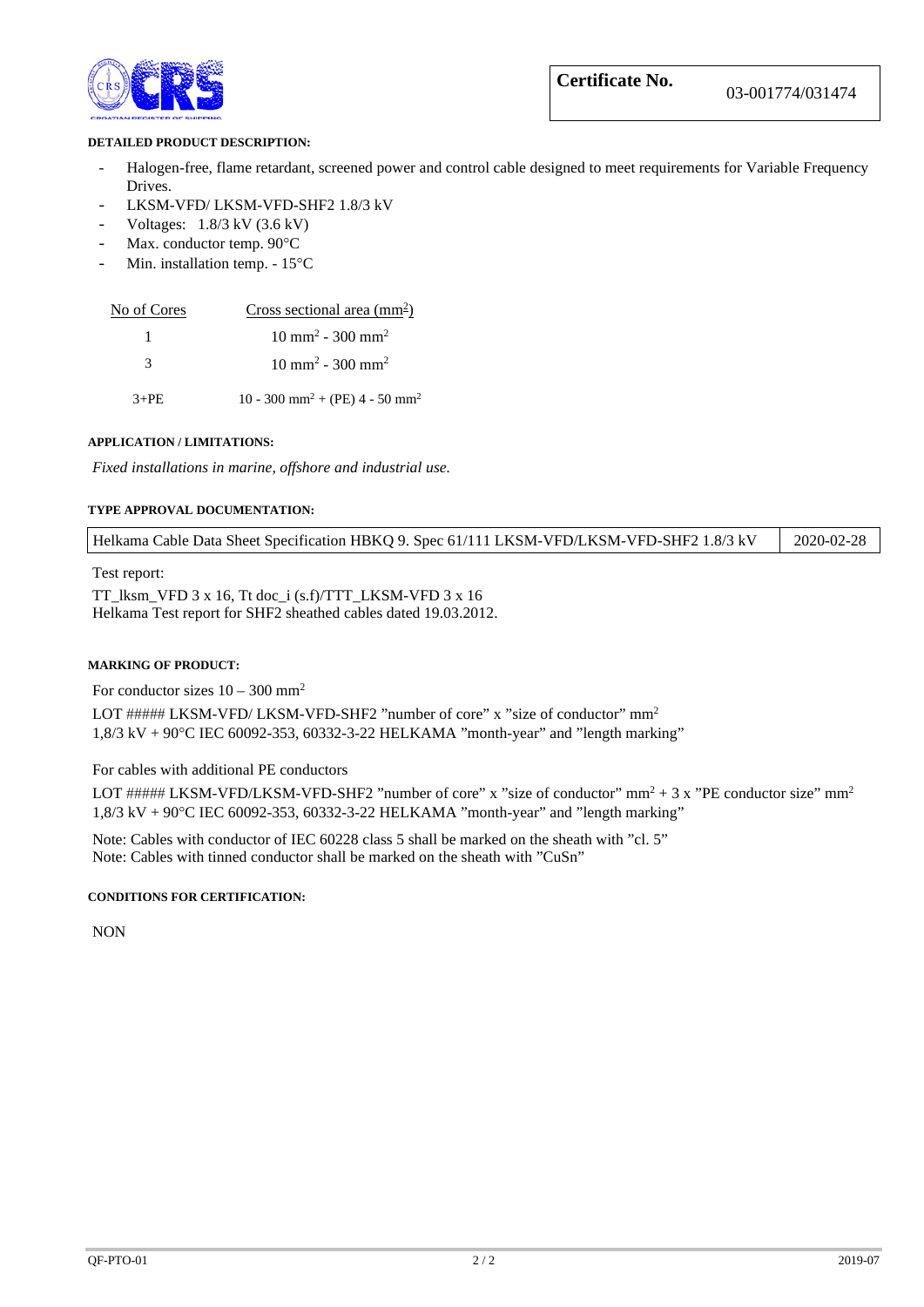**Certificate No.** 03-001774/031474

**DETAILED PRODUCT DESCRIPTION:**

- Halogen-free, flame retardant, screened power and control cable designed to meet requirements for Variable Frequency Drives.
- LKSM-VFD/ LKSM-VFD-SHF2 1.8/3 kV
- Voltages: 1.8/3 kV (3.6 kV)
- Max. conductor temp. 90°C
- Min. installation temp. - 15°C

| No of Cores | Cross sectional area ($mm^2$) |
|---|---|
| 1 | 10 $mm^2$ - 300 $mm^2$ |
| 3 | 10 $mm^2$ - 300 $mm^2$ |
| 3+PE | 10 - 300 $mm^2$ + (PE) 4 - 50 $mm^2$ |

**APPLICATION / LIMITATIONS:**

*Fixed installations in marine, offshore and industrial use.*

**TYPE APPROVAL DOCUMENTATION:**

| | |
|---|---|
| Helkama Cable Data Sheet Specification HBKQ 9. Spec 61/111 LKSM-VFD/LKSM-VFD-SHF2 1.8/3 kV | 2020-02-28 |

Test report:

TT_lksm_VFD 3 x 16, Tt doc_i (s.f)/TTT_LKSM-VFD 3 x 16
Helkama Test report for SHF2 sheathed cables dated 19.03.2012.

**MARKING OF PRODUCT:**

For conductor sizes 10 – 300 $mm^2$

LOT ##### LKSM-VFD/ LKSM-VFD-SHF2 "number of core" x "size of conductor" $mm^2$
1,8/3 kV + 90°C IEC 60092-353, 60332-3-22 HELKAMA "month-year" and "length marking"

For cables with additional PE conductors

LOT ##### LKSM-VFD/LKSM-VFD-SHF2 "number of core" x "size of conductor" $mm^2$ + 3 x "PE conductor size" $mm^2$
1,8/3 kV + 90°C IEC 60092-353, 60332-3-22 HELKAMA "month-year" and "length marking"

Note: Cables with conductor of IEC 60228 class 5 shall be marked on the sheath with "cl. 5"
Note: Cables with tinned conductor shall be marked on the sheath with "CuSn"

**CONDITIONS FOR CERTIFICATION:**

NON